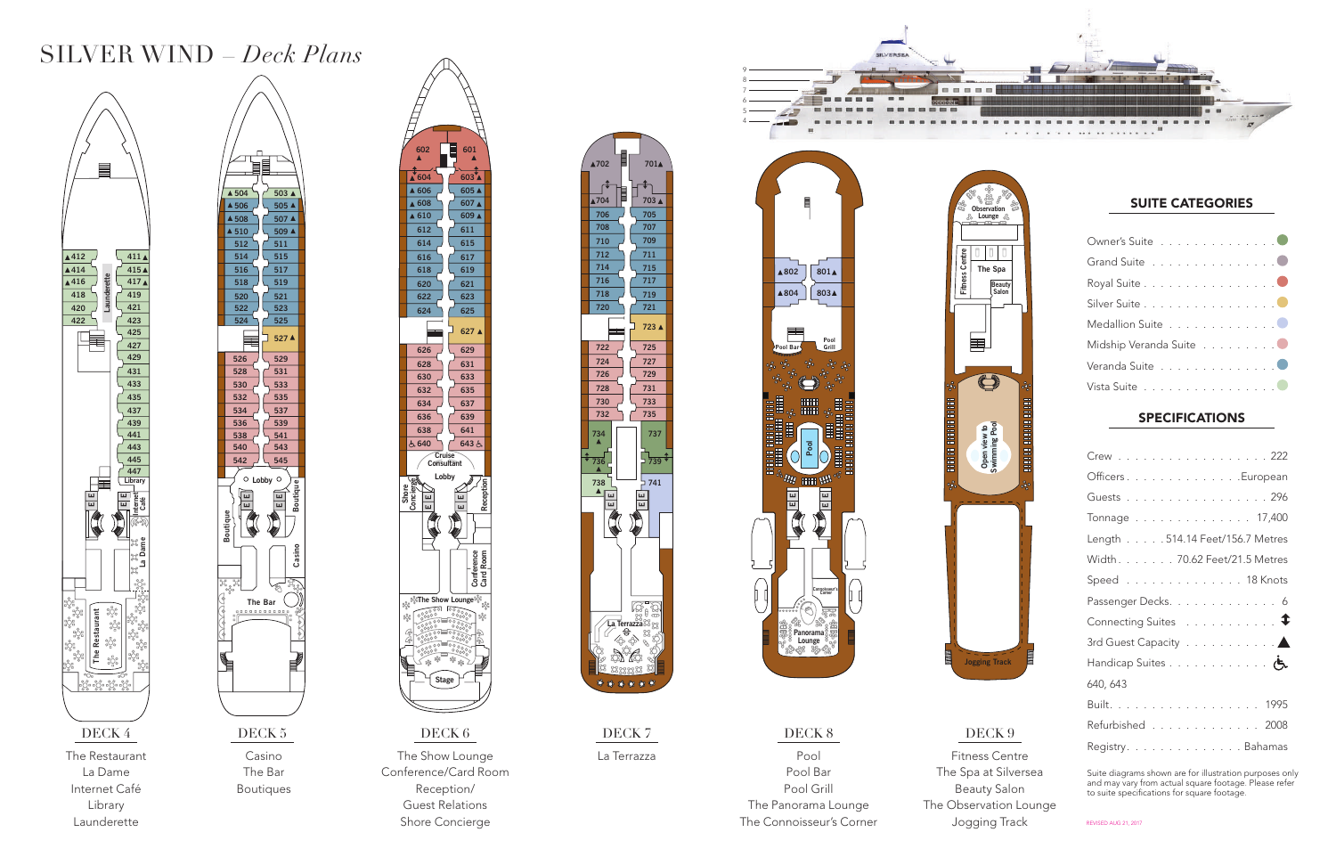# SILVER WIND – *Deck Plans*

**DECK 4**
The Restaurant
La Dame
Internet Café
Library
Launderette

**DECK 5**
Casino
The Bar
Boutiques

**DECK 6**
The Show Lounge
Conference/Card Room
Reception/
Guest Relations
Shore Concierge

**DECK 7**
La Terrazza

**DECK 8**
Pool
Pool Bar
Pool Grill
The Panorama Lounge
The Connoisseur's Corner

**DECK 9**
Fitness Centre
The Spa at Silversea
Beauty Salon
The Observation Lounge
Jogging Track

## SUITE CATEGORIES

- Owner's Suite
- Grand Suite
- Royal Suite
- Silver Suite
- Medallion Suite
- Midship Veranda Suite
- Veranda Suite
- Vista Suite

## SPECIFICATIONS

| | |
|---|---|
| Crew | 222 |
| Officers | European |
| Guests | 296 |
| Tonnage | 17,400 |
| Length | 514.14 Feet/156.7 Metres |
| Width | 70.62 Feet/21.5 Metres |
| Speed | 18 Knots |
| Passenger Decks | 6 |
| Connecting Suites | ⇕ |
| 3rd Guest Capacity | ▲ |
| Handicap Suites | ♿ |
| 640, 643 | |
| Built | 1995 |
| Refurbished | 2008 |
| Registry | Bahamas |

Suite diagrams shown are for illustration purposes only and may vary from actual square footage. Please refer to suite specifications for square footage.

REVISED AUG 21, 2017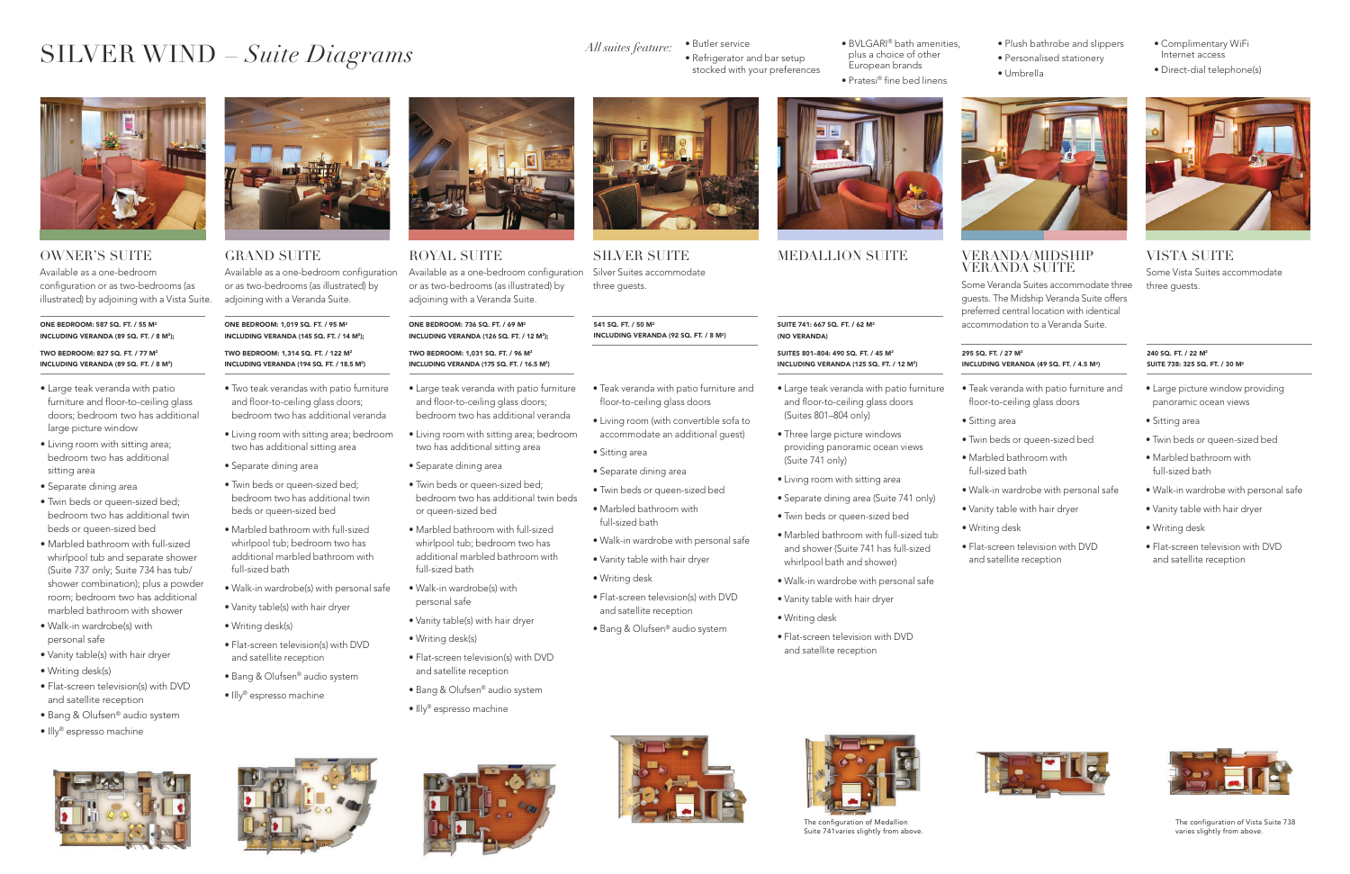# SILVER WIND – *Suite Diagrams*

*All suites feature:*

- Butler service
- Refrigerator and bar setup stocked with your preferences
- BVLGARI® bath amenities, plus a choice of other European brands
- Pratesi® fine bed linens
- Plush bathrobe and slippers
- Personalised stationery
- Umbrella
- Complimentary WiFi Internet access
- Direct-dial telephone(s)

## OWNER'S SUITE

Available as a one-bedroom configuration or as two-bedrooms (as illustrated) by adjoining with a Vista Suite.

**ONE BEDROOM: 587 SQ. FT. / 55 M²**
**INCLUDING VERANDA (89 SQ. FT. / 8 M²);**

**TWO BEDROOM: 827 SQ. FT. / 77 M²**
**INCLUDING VERANDA (89 SQ. FT. / 8 M²)**

- Large teak veranda with patio furniture and floor-to-ceiling glass doors; bedroom two has additional large picture window
- Living room with sitting area; bedroom two has additional sitting area
- Separate dining area
- Twin beds or queen-sized bed; bedroom two has additional twin beds or queen-sized bed
- Marbled bathroom with full-sized whirlpool tub and separate shower (Suite 737 only; Suite 734 has tub/shower combination); plus a powder room; bedroom two has additional marbled bathroom with shower
- Walk-in wardrobe(s) with personal safe
- Vanity table(s) with hair dryer
- Writing desk(s)
- Flat-screen television(s) with DVD and satellite reception
- Bang & Olufsen® audio system
- Illy® espresso machine

## GRAND SUITE

Available as a one-bedroom configuration or as two-bedrooms (as illustrated) by adjoining with a Veranda Suite.

**ONE BEDROOM: 1,019 SQ. FT. / 95 M²**
**INCLUDING VERANDA (145 SQ. FT. / 14 M²);**

**TWO BEDROOM: 1,314 SQ. FT. / 122 M²**
**INCLUDING VERANDA (194 SQ. FT. / 18.5 M²)**

- Two teak verandas with patio furniture and floor-to-ceiling glass doors; bedroom two has additional veranda
- Living room with sitting area; bedroom two has additional sitting area
- Separate dining area
- Twin beds or queen-sized bed; bedroom two has additional twin beds or queen-sized bed
- Marbled bathroom with full-sized whirlpool tub; bedroom two has additional marbled bathroom with full-sized bath
- Walk-in wardrobe(s) with personal safe
- Vanity table(s) with hair dryer
- Writing desk(s)
- Flat-screen television(s) with DVD and satellite reception
- Bang & Olufsen® audio system
- Illy® espresso machine

## ROYAL SUITE

Available as a one-bedroom configuration or as two-bedrooms (as illustrated) by adjoining with a Veranda Suite.

**ONE BEDROOM: 736 SQ. FT. / 69 M²**
**INCLUDING VERANDA (126 SQ. FT. / 12 M²);**

**TWO BEDROOM: 1,031 SQ. FT. / 96 M²**
**INCLUDING VERANDA (175 SQ. FT. / 16.5 M²)**

- Large teak veranda with patio furniture and floor-to-ceiling glass doors; bedroom two has additional veranda
- Living room with sitting area; bedroom two has additional sitting area
- Separate dining area
- Twin beds or queen-sized bed; bedroom two has additional twin beds or queen-sized bed
- Marbled bathroom with full-sized whirlpool tub; bedroom two has additional marbled bathroom with full-sized bath
- Walk-in wardrobe(s) with personal safe
- Vanity table(s) with hair dryer
- Writing desk(s)
- Flat-screen television(s) with DVD and satellite reception
- Bang & Olufsen® audio system
- Illy® espresso machine

## SILVER SUITE

Silver Suites accommodate three guests.

**541 SQ. FT. / 50 M²**
**INCLUDING VERANDA (92 SQ. FT. / 8 M²)**

- Teak veranda with patio furniture and floor-to-ceiling glass doors
- Living room (with convertible sofa to accommodate an additional guest)
- Sitting area
- Separate dining area
- Twin beds or queen-sized bed
- Marbled bathroom with full-sized bath
- Walk-in wardrobe with personal safe
- Vanity table with hair dryer
- Writing desk
- Flat-screen television(s) with DVD and satellite reception
- Bang & Olufsen® audio system

## MEDALLION SUITE

**SUITE 741: 667 SQ. FT. / 62 M²**
**(NO VERANDA)**

**SUITES 801–804: 490 SQ. FT. / 45 M²**
**INCLUDING VERANDA (125 SQ. FT. / 12 M²)**

- Large teak veranda with patio furniture and floor-to-ceiling glass doors (Suites 801–804 only)
- Three large picture windows providing panoramic ocean views (Suite 741 only)
- Living room with sitting area
- Separate dining area (Suite 741 only)
- Twin beds or queen-sized bed
- Marbled bathroom with full-sized tub and shower (Suite 741 has full-sized whirlpool bath and shower)
- Walk-in wardrobe with personal safe
- Vanity table with hair dryer
- Writing desk
- Flat-screen television with DVD and satellite reception

The configuration of Medallion Suite 741varies slightly from above.

## VERANDA/MIDSHIP VERANDA SUITE

Some Veranda Suites accommodate three guests. The Midship Veranda Suite offers preferred central location with identical accommodation to a Veranda Suite.

**295 SQ. FT. / 27 M²**
**INCLUDING VERANDA (49 SQ. FT. / 4.5 M²)**

- Teak veranda with patio furniture and floor-to-ceiling glass doors
- Sitting area
- Twin beds or queen-sized bed
- Marbled bathroom with full-sized bath
- Walk-in wardrobe with personal safe
- Vanity table with hair dryer
- Writing desk
- Flat-screen television with DVD and satellite reception

## VISTA SUITE

Some Vista Suites accommodate three guests.

**240 SQ. FT. / 22 M²**
**SUITE 738: 325 SQ. FT. / 30 M²**

- Large picture window providing panoramic ocean views
- Sitting area
- Twin beds or queen-sized bed
- Marbled bathroom with full-sized bath
- Walk-in wardrobe with personal safe
- Vanity table with hair dryer
- Writing desk
- Flat-screen television with DVD and satellite reception

The configuration of Vista Suite 738 varies slightly from above.